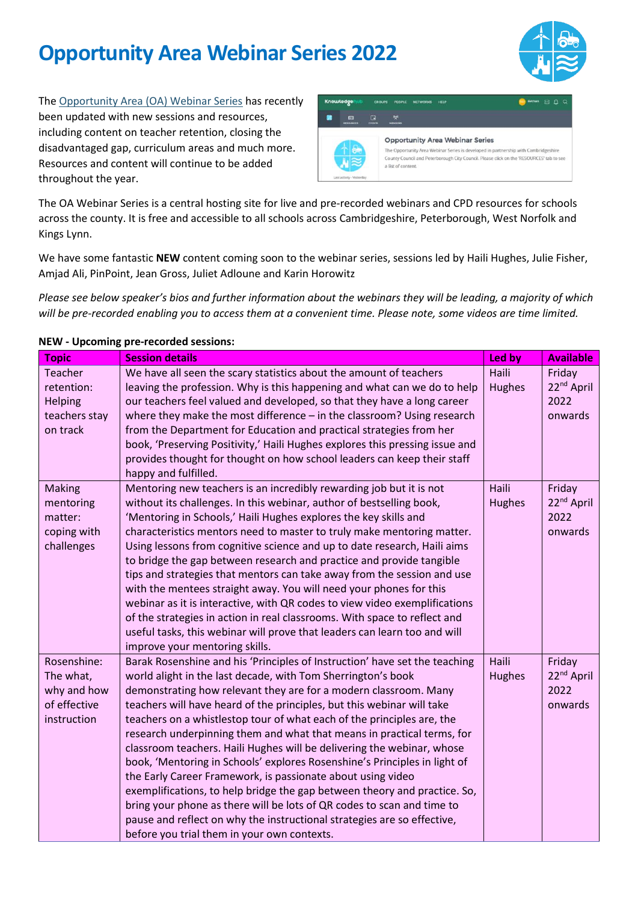# Opportunity Area Webinar Series 2022

The Opportunity Area (OA) Webinar Series has recently been updated with new sessions and resources, including content on teacher retention, closing the disadvantaged gap, curriculum areas and much more. Resources and content will continue to be added throughout the year.

The OA Webinar Series is a central hosting site for live and pre-recorded webinars and CPD resources for schools across the county. It is free and accessible to all schools across Cambridgeshire, Peterborough, West Norfolk and Kings Lynn.

We have some fantastic **NEW** content coming soon to the webinar series, sessions led by Haili Hughes, Julie Fisher, Amjad Ali, PinPoint, Jean Gross, Juliet Adloune and Karin Horowitz

*Please see below speaker's bios and further information about the webinars they will be leading, a majority of which will be pre-recorded enabling you to access them at a convenient time. Please note, some videos are time limited.*

**NEW - Upcoming pre-recorded sessions:**

| Topic | Session details | Led by | Available |
|---|---|---|---|
| Teacher retention: Helping teachers stay on track | We have all seen the scary statistics about the amount of teachers leaving the profession. Why is this happening and what can we do to help our teachers feel valued and developed, so that they have a long career where they make the most difference – in the classroom? Using research from the Department for Education and practical strategies from her book, 'Preserving Positivity,' Haili Hughes explores this pressing issue and provides thought for thought on how school leaders can keep their staff happy and fulfilled. | Haili Hughes | Friday 22nd April 2022 onwards |
| Making mentoring matter: coping with challenges | Mentoring new teachers is an incredibly rewarding job but it is not without its challenges. In this webinar, author of bestselling book, 'Mentoring in Schools,' Haili Hughes explores the key skills and characteristics mentors need to master to truly make mentoring matter. Using lessons from cognitive science and up to date research, Haili aims to bridge the gap between research and practice and provide tangible tips and strategies that mentors can take away from the session and use with the mentees straight away. You will need your phones for this webinar as it is interactive, with QR codes to view video exemplifications of the strategies in action in real classrooms. With space to reflect and useful tasks, this webinar will prove that leaders can learn too and will improve your mentoring skills. | Haili Hughes | Friday 22nd April 2022 onwards |
| Rosenshine: The what, why and how of effective instruction | Barak Rosenshine and his 'Principles of Instruction' have set the teaching world alight in the last decade, with Tom Sherrington's book demonstrating how relevant they are for a modern classroom. Many teachers will have heard of the principles, but this webinar will take teachers on a whistlestop tour of what each of the principles are, the research underpinning them and what that means in practical terms, for classroom teachers. Haili Hughes will be delivering the webinar, whose book, 'Mentoring in Schools' explores Rosenshine's Principles in light of the Early Career Framework, is passionate about using video exemplifications, to help bridge the gap between theory and practice. So, bring your phone as there will be lots of QR codes to scan and time to pause and reflect on why the instructional strategies are so effective, before you trial them in your own contexts. | Haili Hughes | Friday 22nd April 2022 onwards |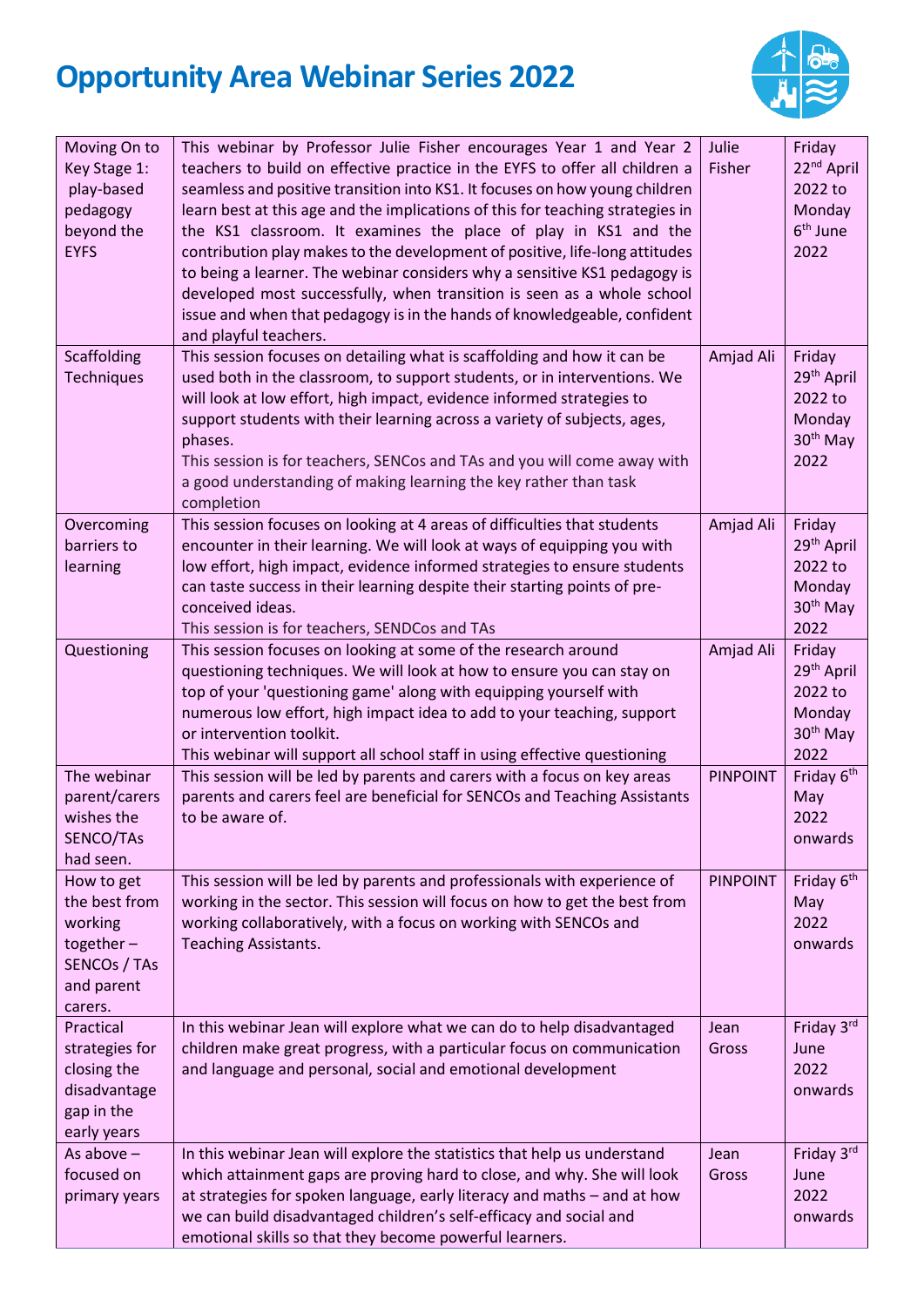# Opportunity Area Webinar Series 2022

| | | | |
|---|---|---|---|
| Moving On to Key Stage 1: play-based pedagogy beyond the EYFS | This webinar by Professor Julie Fisher encourages Year 1 and Year 2 teachers to build on effective practice in the EYFS to offer all children a seamless and positive transition into KS1. It focuses on how young children learn best at this age and the implications of this for teaching strategies in the KS1 classroom. It examines the place of play in KS1 and the contribution play makes to the development of positive, life-long attitudes to being a learner. The webinar considers why a sensitive KS1 pedagogy is developed most successfully, when transition is seen as a whole school issue and when that pedagogy is in the hands of knowledgeable, confident and playful teachers. | Julie Fisher | Friday 22nd April 2022 to Monday 6th June 2022 |
| Scaffolding Techniques | This session focuses on detailing what is scaffolding and how it can be used both in the classroom, to support students, or in interventions. We will look at low effort, high impact, evidence informed strategies to support students with their learning across a variety of subjects, ages, phases.<br>This session is for teachers, SENCos and TAs and you will come away with a good understanding of making learning the key rather than task completion | Amjad Ali | Friday 29th April 2022 to Monday 30th May 2022 |
| Overcoming barriers to learning | This session focuses on looking at 4 areas of difficulties that students encounter in their learning. We will look at ways of equipping you with low effort, high impact, evidence informed strategies to ensure students can taste success in their learning despite their starting points of pre-conceived ideas.<br>This session is for teachers, SENDCos and TAs | Amjad Ali | Friday 29th April 2022 to Monday 30th May 2022 |
| Questioning | This session focuses on looking at some of the research around questioning techniques. We will look at how to ensure you can stay on top of your 'questioning game' along with equipping yourself with numerous low effort, high impact idea to add to your teaching, support or intervention toolkit.<br>This webinar will support all school staff in using effective questioning | Amjad Ali | Friday 29th April 2022 to Monday 30th May 2022 |
| The webinar parent/carers wishes the SENCO/TAs had seen. | This session will be led by parents and carers with a focus on key areas parents and carers feel are beneficial for SENCOs and Teaching Assistants to be aware of. | PINPOINT | Friday 6th May 2022 onwards |
| How to get the best from working together – SENCOs / TAs and parent carers. | This session will be led by parents and professionals with experience of working in the sector. This session will focus on how to get the best from working collaboratively, with a focus on working with SENCOs and Teaching Assistants. | PINPOINT | Friday 6th May 2022 onwards |
| Practical strategies for closing the disadvantage gap in the early years | In this webinar Jean will explore what we can do to help disadvantaged children make great progress, with a particular focus on communication and language and personal, social and emotional development | Jean Gross | Friday 3rd June 2022 onwards |
| As above – focused on primary years | In this webinar Jean will explore the statistics that help us understand which attainment gaps are proving hard to close, and why. She will look at strategies for spoken language, early literacy and maths – and at how we can build disadvantaged children's self-efficacy and social and emotional skills so that they become powerful learners. | Jean Gross | Friday 3rd June 2022 onwards |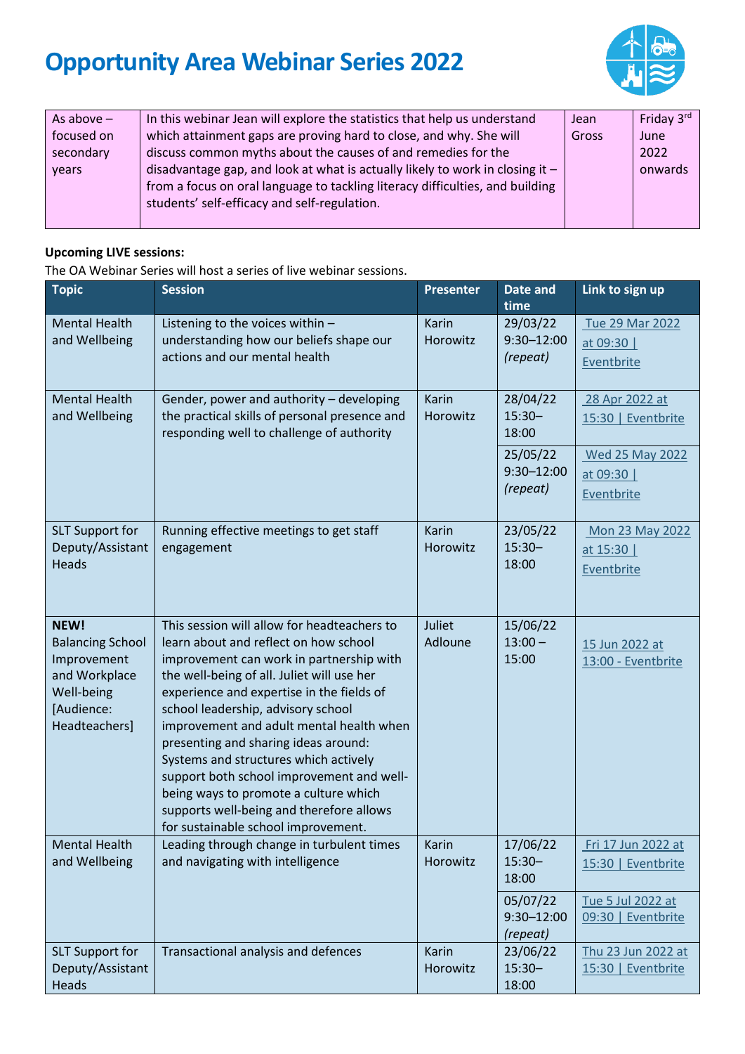# Opportunity Area Webinar Series 2022

| As above – focused on secondary years | In this webinar Jean will explore the statistics that help us understand which attainment gaps are proving hard to close, and why. She will discuss common myths about the causes of and remedies for the disadvantage gap, and look at what is actually likely to work in closing it – from a focus on oral language to tackling literacy difficulties, and building students' self-efficacy and self-regulation. | Jean Gross | Friday 3rd June 2022 onwards |
|---|---|---|---|

**Upcoming LIVE sessions:**

The OA Webinar Series will host a series of live webinar sessions.

| Topic | Session | Presenter | Date and time | Link to sign up |
|---|---|---|---|---|
| Mental Health and Wellbeing | Listening to the voices within – understanding how our beliefs shape our actions and our mental health | Karin Horowitz | 29/03/22 9:30–12:00 *(repeat)* | Tue 29 Mar 2022 at 09:30 \| Eventbrite |
| Mental Health and Wellbeing | Gender, power and authority – developing the practical skills of personal presence and responding well to challenge of authority | Karin Horowitz | 28/04/22 15:30–18:00 | 28 Apr 2022 at 15:30 \| Eventbrite |
| | | | 25/05/22 9:30–12:00 *(repeat)* | Wed 25 May 2022 at 09:30 \| Eventbrite |
| SLT Support for Deputy/Assistant Heads | Running effective meetings to get staff engagement | Karin Horowitz | 23/05/22 15:30–18:00 | Mon 23 May 2022 at 15:30 \| Eventbrite |
| **NEW!** Balancing School Improvement and Workplace Well-being [Audience: Headteachers] | This session will allow for headteachers to learn about and reflect on how school improvement can work in partnership with the well-being of all. Juliet will use her experience and expertise in the fields of school leadership, advisory school improvement and adult mental health when presenting and sharing ideas around: Systems and structures which actively support both school improvement and well-being ways to promote a culture which supports well-being and therefore allows for sustainable school improvement. | Juliet Adloune | 15/06/22 13:00 – 15:00 | 15 Jun 2022 at 13:00 - Eventbrite |
| Mental Health and Wellbeing | Leading through change in turbulent times and navigating with intelligence | Karin Horowitz | 17/06/22 15:30–18:00 | Fri 17 Jun 2022 at 15:30 \| Eventbrite |
| | | | 05/07/22 9:30–12:00 *(repeat)* | Tue 5 Jul 2022 at 09:30 \| Eventbrite |
| SLT Support for Deputy/Assistant Heads | Transactional analysis and defences | Karin Horowitz | 23/06/22 15:30–18:00 | Thu 23 Jun 2022 at 15:30 \| Eventbrite |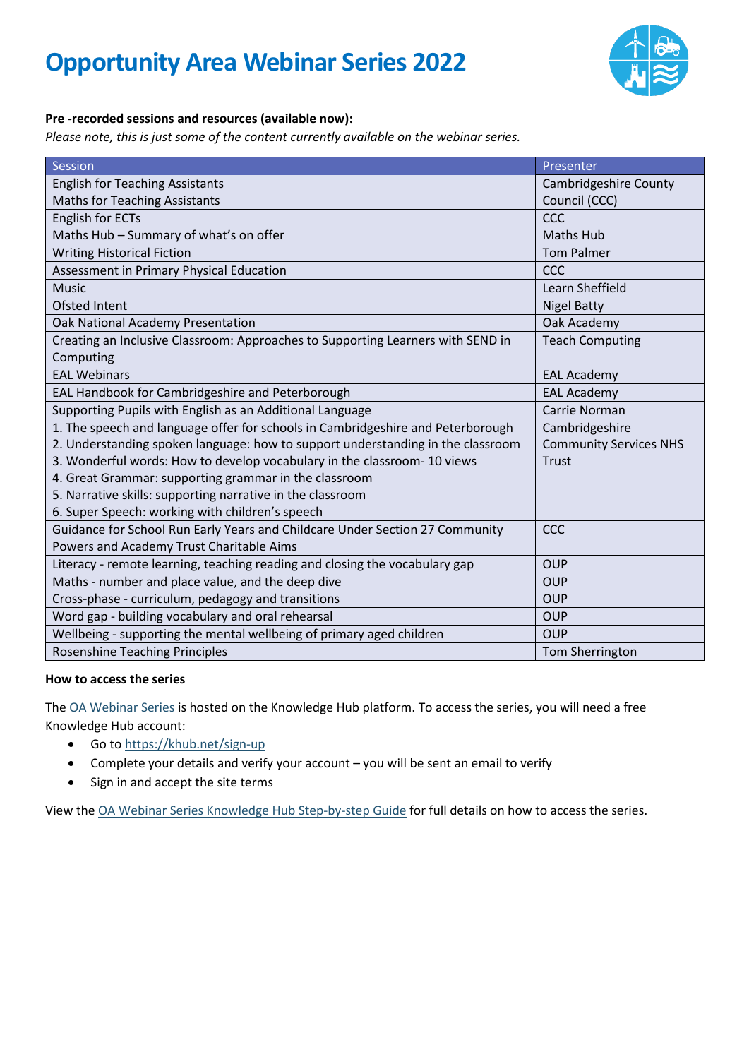# Opportunity Area Webinar Series 2022

**Pre -recorded sessions and resources (available now):**

*Please note, this is just some of the content currently available on the webinar series.*

| Session | Presenter |
|---|---|
| English for Teaching Assistants<br>Maths for Teaching Assistants | Cambridgeshire County Council (CCC) |
| English for ECTs | CCC |
| Maths Hub – Summary of what's on offer | Maths Hub |
| Writing Historical Fiction | Tom Palmer |
| Assessment in Primary Physical Education | CCC |
| Music | Learn Sheffield |
| Ofsted Intent | Nigel Batty |
| Oak National Academy Presentation | Oak Academy |
| Creating an Inclusive Classroom: Approaches to Supporting Learners with SEND in Computing | Teach Computing |
| EAL Webinars | EAL Academy |
| EAL Handbook for Cambridgeshire and Peterborough | EAL Academy |
| Supporting Pupils with English as an Additional Language | Carrie Norman |
| 1. The speech and language offer for schools in Cambridgeshire and Peterborough<br>2. Understanding spoken language: how to support understanding in the classroom<br>3. Wonderful words: How to develop vocabulary in the classroom- 10 views<br>4. Great Grammar: supporting grammar in the classroom<br>5. Narrative skills: supporting narrative in the classroom<br>6. Super Speech: working with children's speech | Cambridgeshire Community Services NHS Trust |
| Guidance for School Run Early Years and Childcare Under Section 27 Community Powers and Academy Trust Charitable Aims | CCC |
| Literacy - remote learning, teaching reading and closing the vocabulary gap | OUP |
| Maths - number and place value, and the deep dive | OUP |
| Cross-phase - curriculum, pedagogy and transitions | OUP |
| Word gap - building vocabulary and oral rehearsal | OUP |
| Wellbeing - supporting the mental wellbeing of primary aged children | OUP |
| Rosenshine Teaching Principles | Tom Sherrington |

**How to access the series**

The OA Webinar Series is hosted on the Knowledge Hub platform. To access the series, you will need a free Knowledge Hub account:

- Go to https://khub.net/sign-up
- Complete your details and verify your account – you will be sent an email to verify
- Sign in and accept the site terms

View the OA Webinar Series Knowledge Hub Step-by-step Guide for full details on how to access the series.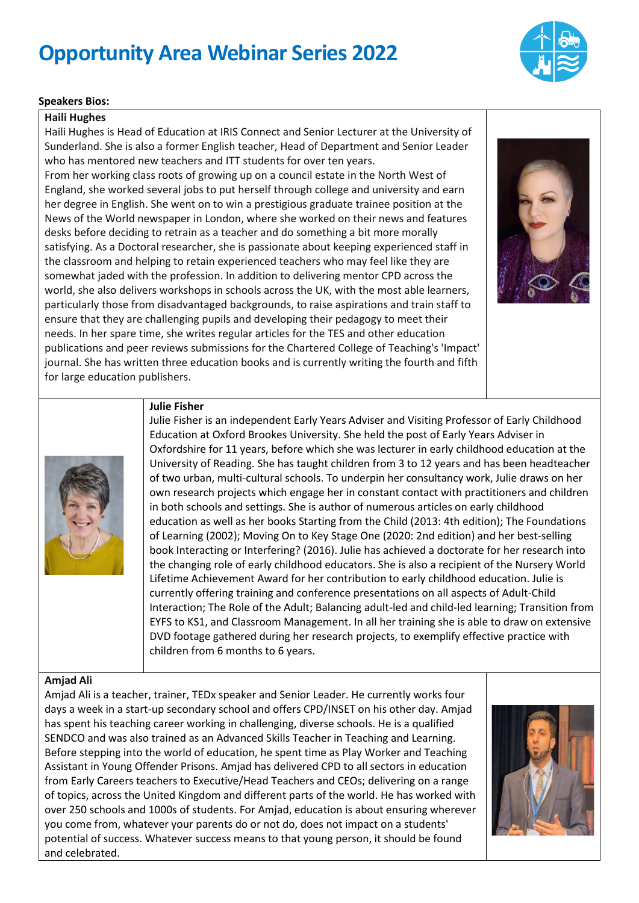# Opportunity Area Webinar Series 2022

**Speakers Bios:**

**Haili Hughes**

Haili Hughes is Head of Education at IRIS Connect and Senior Lecturer at the University of Sunderland. She is also a former English teacher, Head of Department and Senior Leader who has mentored new teachers and ITT students for over ten years.
From her working class roots of growing up on a council estate in the North West of England, she worked several jobs to put herself through college and university and earn her degree in English. She went on to win a prestigious graduate trainee position at the News of the World newspaper in London, where she worked on their news and features desks before deciding to retrain as a teacher and do something a bit more morally satisfying. As a Doctoral researcher, she is passionate about keeping experienced staff in the classroom and helping to retain experienced teachers who may feel like they are somewhat jaded with the profession. In addition to delivering mentor CPD across the world, she also delivers workshops in schools across the UK, with the most able learners, particularly those from disadvantaged backgrounds, to raise aspirations and train staff to ensure that they are challenging pupils and developing their pedagogy to meet their needs. In her spare time, she writes regular articles for the TES and other education publications and peer reviews submissions for the Chartered College of Teaching's 'Impact' journal. She has written three education books and is currently writing the fourth and fifth for large education publishers.

**Julie Fisher**

Julie Fisher is an independent Early Years Adviser and Visiting Professor of Early Childhood Education at Oxford Brookes University. She held the post of Early Years Adviser in Oxfordshire for 11 years, before which she was lecturer in early childhood education at the University of Reading. She has taught children from 3 to 12 years and has been headteacher of two urban, multi-cultural schools. To underpin her consultancy work, Julie draws on her own research projects which engage her in constant contact with practitioners and children in both schools and settings. She is author of numerous articles on early childhood education as well as her books Starting from the Child (2013: 4th edition); The Foundations of Learning (2002); Moving On to Key Stage One (2020: 2nd edition) and her best-selling book Interacting or Interfering? (2016). Julie has achieved a doctorate for her research into the changing role of early childhood educators. She is also a recipient of the Nursery World Lifetime Achievement Award for her contribution to early childhood education. Julie is currently offering training and conference presentations on all aspects of Adult-Child Interaction; The Role of the Adult; Balancing adult-led and child-led learning; Transition from EYFS to KS1, and Classroom Management. In all her training she is able to draw on extensive DVD footage gathered during her research projects, to exemplify effective practice with children from 6 months to 6 years.

**Amjad Ali**

Amjad Ali is a teacher, trainer, TEDx speaker and Senior Leader. He currently works four days a week in a start-up secondary school and offers CPD/INSET on his other day. Amjad has spent his teaching career working in challenging, diverse schools. He is a qualified SENDCO and was also trained as an Advanced Skills Teacher in Teaching and Learning. Before stepping into the world of education, he spent time as Play Worker and Teaching Assistant in Young Offender Prisons. Amjad has delivered CPD to all sectors in education from Early Careers teachers to Executive/Head Teachers and CEOs; delivering on a range of topics, across the United Kingdom and different parts of the world. He has worked with over 250 schools and 1000s of students. For Amjad, education is about ensuring wherever you come from, whatever your parents do or not do, does not impact on a students' potential of success. Whatever success means to that young person, it should be found and celebrated.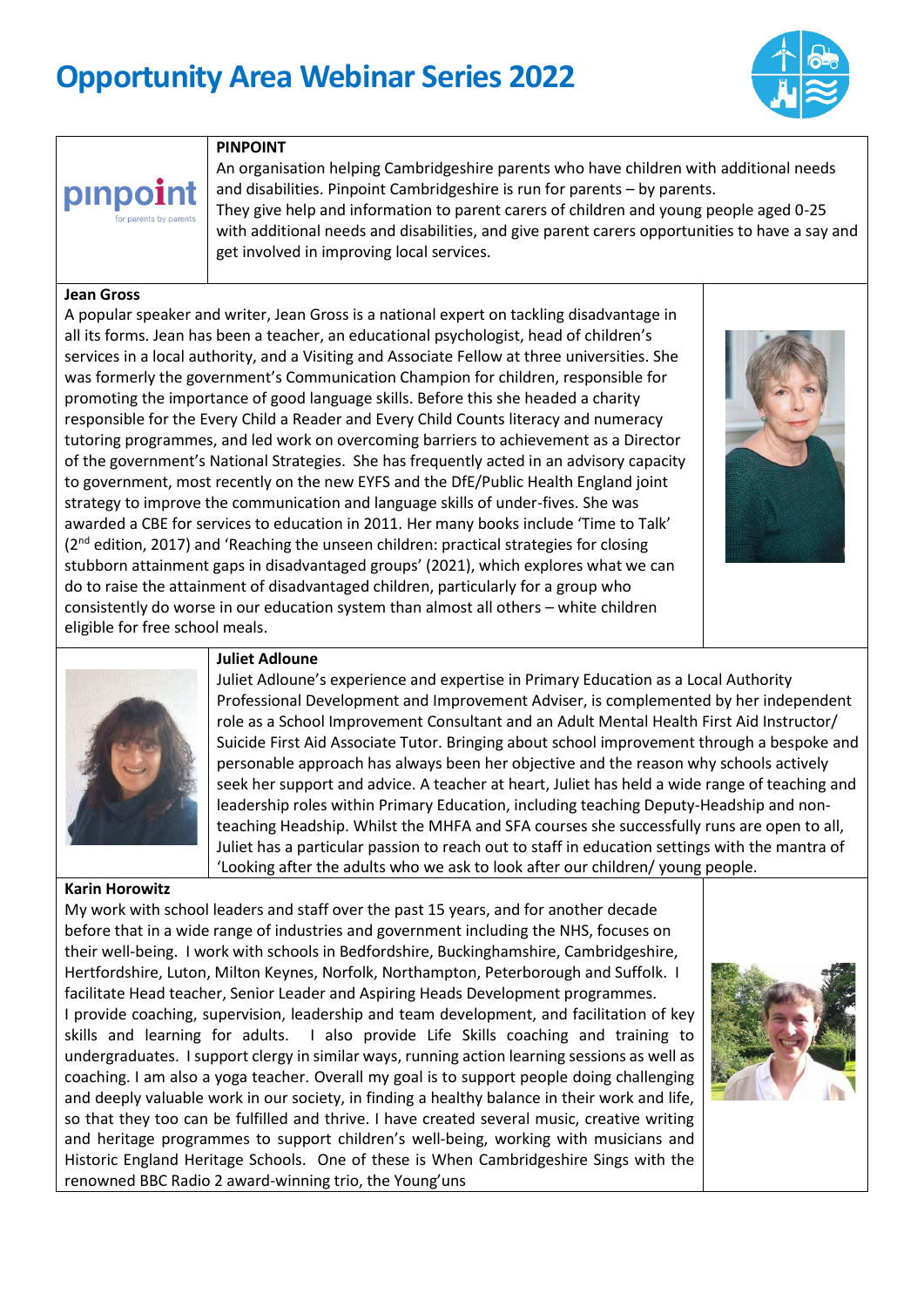# Opportunity Area Webinar Series 2022

**PINPOINT**

An organisation helping Cambridgeshire parents who have children with additional needs and disabilities. Pinpoint Cambridgeshire is run for parents – by parents.
They give help and information to parent carers of children and young people aged 0-25 with additional needs and disabilities, and give parent carers opportunities to have a say and get involved in improving local services.

**Jean Gross**

A popular speaker and writer, Jean Gross is a national expert on tackling disadvantage in all its forms. Jean has been a teacher, an educational psychologist, head of children's services in a local authority, and a Visiting and Associate Fellow at three universities. She was formerly the government's Communication Champion for children, responsible for promoting the importance of good language skills. Before this she headed a charity responsible for the Every Child a Reader and Every Child Counts literacy and numeracy tutoring programmes, and led work on overcoming barriers to achievement as a Director of the government's National Strategies. She has frequently acted in an advisory capacity to government, most recently on the new EYFS and the DfE/Public Health England joint strategy to improve the communication and language skills of under-fives. She was awarded a CBE for services to education in 2011. Her many books include 'Time to Talk' (2nd edition, 2017) and 'Reaching the unseen children: practical strategies for closing stubborn attainment gaps in disadvantaged groups' (2021), which explores what we can do to raise the attainment of disadvantaged children, particularly for a group who consistently do worse in our education system than almost all others – white children eligible for free school meals.

**Juliet Adloune**

Juliet Adloune's experience and expertise in Primary Education as a Local Authority Professional Development and Improvement Adviser, is complemented by her independent role as a School Improvement Consultant and an Adult Mental Health First Aid Instructor/ Suicide First Aid Associate Tutor. Bringing about school improvement through a bespoke and personable approach has always been her objective and the reason why schools actively seek her support and advice. A teacher at heart, Juliet has held a wide range of teaching and leadership roles within Primary Education, including teaching Deputy-Headship and non-teaching Headship. Whilst the MHFA and SFA courses she successfully runs are open to all, Juliet has a particular passion to reach out to staff in education settings with the mantra of 'Looking after the adults who we ask to look after our children/ young people.

**Karin Horowitz**

My work with school leaders and staff over the past 15 years, and for another decade before that in a wide range of industries and government including the NHS, focuses on their well-being. I work with schools in Bedfordshire, Buckinghamshire, Cambridgeshire, Hertfordshire, Luton, Milton Keynes, Norfolk, Northampton, Peterborough and Suffolk. I facilitate Head teacher, Senior Leader and Aspiring Heads Development programmes.
I provide coaching, supervision, leadership and team development, and facilitation of key skills and learning for adults. I also provide Life Skills coaching and training to undergraduates. I support clergy in similar ways, running action learning sessions as well as coaching. I am also a yoga teacher. Overall my goal is to support people doing challenging and deeply valuable work in our society, in finding a healthy balance in their work and life, so that they too can be fulfilled and thrive. I have created several music, creative writing and heritage programmes to support children's well-being, working with musicians and Historic England Heritage Schools. One of these is When Cambridgeshire Sings with the renowned BBC Radio 2 award-winning trio, the Young'uns